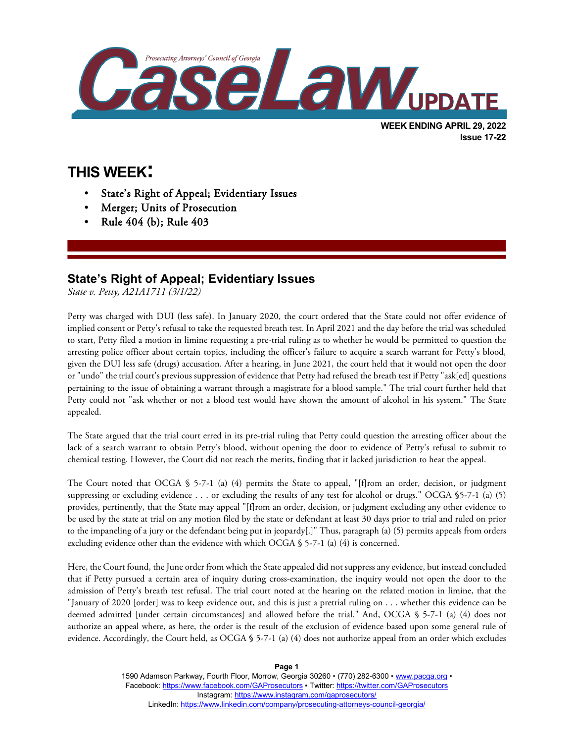# Prosecuting Attorneys' Council of Georgia CaseLaw UPDATE

**WEEK ENDING APRIL 29, 2022**
**Issue 17-22**

## THIS WEEK:

- State's Right of Appeal; Evidentiary Issues
- Merger; Units of Prosecution
- Rule 404 (b); Rule 403

## State's Right of Appeal; Evidentiary Issues

*State v. Petty, A21A1711 (3/1/22)*

Petty was charged with DUI (less safe). In January 2020, the court ordered that the State could not offer evidence of implied consent or Petty's refusal to take the requested breath test. In April 2021 and the day before the trial was scheduled to start, Petty filed a motion in limine requesting a pre-trial ruling as to whether he would be permitted to question the arresting police officer about certain topics, including the officer's failure to acquire a search warrant for Petty's blood, given the DUI less safe (drugs) accusation. After a hearing, in June 2021, the court held that it would not open the door or "undo" the trial court's previous suppression of evidence that Petty had refused the breath test if Petty "ask[ed] questions pertaining to the issue of obtaining a warrant through a magistrate for a blood sample." The trial court further held that Petty could not "ask whether or not a blood test would have shown the amount of alcohol in his system." The State appealed.

The State argued that the trial court erred in its pre-trial ruling that Petty could question the arresting officer about the lack of a search warrant to obtain Petty's blood, without opening the door to evidence of Petty's refusal to submit to chemical testing. However, the Court did not reach the merits, finding that it lacked jurisdiction to hear the appeal.

The Court noted that OCGA § 5-7-1 (a) (4) permits the State to appeal, "[f]rom an order, decision, or judgment suppressing or excluding evidence . . . or excluding the results of any test for alcohol or drugs." OCGA §5-7-1 (a) (5) provides, pertinently, that the State may appeal "[f]rom an order, decision, or judgment excluding any other evidence to be used by the state at trial on any motion filed by the state or defendant at least 30 days prior to trial and ruled on prior to the impaneling of a jury or the defendant being put in jeopardy[.]" Thus, paragraph (a) (5) permits appeals from orders excluding evidence other than the evidence with which OCGA § 5-7-1 (a) (4) is concerned.

Here, the Court found, the June order from which the State appealed did not suppress any evidence, but instead concluded that if Petty pursued a certain area of inquiry during cross-examination, the inquiry would not open the door to the admission of Petty's breath test refusal. The trial court noted at the hearing on the related motion in limine, that the "January of 2020 [order] was to keep evidence out, and this is just a pretrial ruling on . . . whether this evidence can be deemed admitted [under certain circumstances] and allowed before the trial." And, OCGA § 5-7-1 (a) (4) does not authorize an appeal where, as here, the order is the result of the exclusion of evidence based upon some general rule of evidence. Accordingly, the Court held, as OCGA § 5-7-1 (a) (4) does not authorize appeal from an order which excludes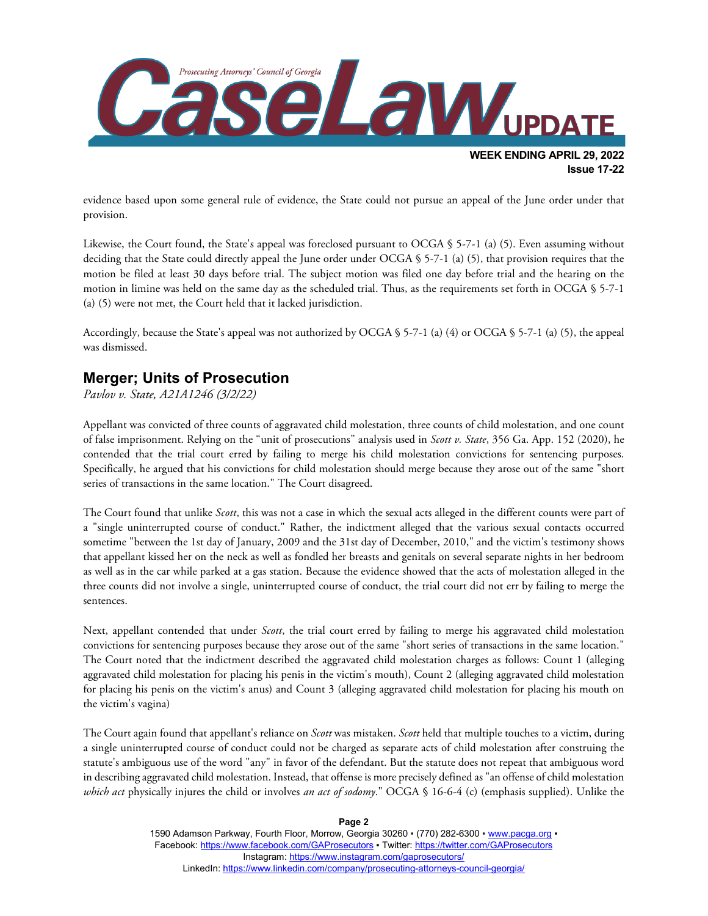evidence based upon some general rule of evidence, the State could not pursue an appeal of the June order under that provision.

Likewise, the Court found, the State's appeal was foreclosed pursuant to OCGA § 5-7-1 (a) (5). Even assuming without deciding that the State could directly appeal the June order under OCGA § 5-7-1 (a) (5), that provision requires that the motion be filed at least 30 days before trial. The subject motion was filed one day before trial and the hearing on the motion in limine was held on the same day as the scheduled trial. Thus, as the requirements set forth in OCGA § 5-7-1 (a) (5) were not met, the Court held that it lacked jurisdiction.

Accordingly, because the State's appeal was not authorized by OCGA § 5-7-1 (a) (4) or OCGA § 5-7-1 (a) (5), the appeal was dismissed.

## Merger; Units of Prosecution

*Pavlov v. State, A21A1246 (3/2/22)*

Appellant was convicted of three counts of aggravated child molestation, three counts of child molestation, and one count of false imprisonment. Relying on the "unit of prosecutions" analysis used in *Scott v. State*, 356 Ga. App. 152 (2020), he contended that the trial court erred by failing to merge his child molestation convictions for sentencing purposes. Specifically, he argued that his convictions for child molestation should merge because they arose out of the same "short series of transactions in the same location." The Court disagreed.

The Court found that unlike *Scott*, this was not a case in which the sexual acts alleged in the different counts were part of a "single uninterrupted course of conduct." Rather, the indictment alleged that the various sexual contacts occurred sometime "between the 1st day of January, 2009 and the 31st day of December, 2010," and the victim's testimony shows that appellant kissed her on the neck as well as fondled her breasts and genitals on several separate nights in her bedroom as well as in the car while parked at a gas station. Because the evidence showed that the acts of molestation alleged in the three counts did not involve a single, uninterrupted course of conduct, the trial court did not err by failing to merge the sentences.

Next, appellant contended that under *Scott*, the trial court erred by failing to merge his aggravated child molestation convictions for sentencing purposes because they arose out of the same "short series of transactions in the same location." The Court noted that the indictment described the aggravated child molestation charges as follows: Count 1 (alleging aggravated child molestation for placing his penis in the victim's mouth), Count 2 (alleging aggravated child molestation for placing his penis on the victim's anus) and Count 3 (alleging aggravated child molestation for placing his mouth on the victim's vagina)

The Court again found that appellant's reliance on *Scott* was mistaken. *Scott* held that multiple touches to a victim, during a single uninterrupted course of conduct could not be charged as separate acts of child molestation after construing the statute's ambiguous use of the word "any" in favor of the defendant. But the statute does not repeat that ambiguous word in describing aggravated child molestation. Instead, that offense is more precisely defined as "an offense of child molestation *which act* physically injures the child or involves *an act of sodomy*." OCGA § 16-6-4 (c) (emphasis supplied). Unlike the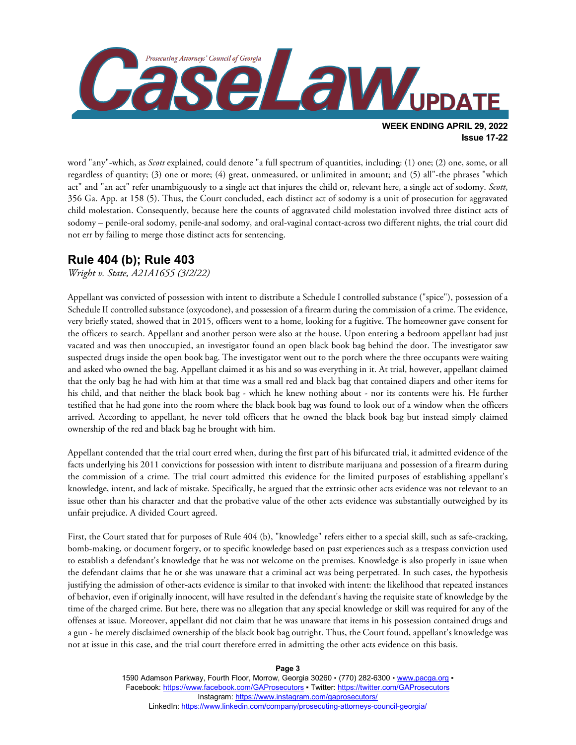word "any"-which, as *Scott* explained, could denote "a full spectrum of quantities, including: (1) one; (2) one, some, or all regardless of quantity; (3) one or more; (4) great, unmeasured, or unlimited in amount; and (5) all"-the phrases "which act" and "an act" refer unambiguously to a single act that injures the child or, relevant here, a single act of sodomy. *Scott*, 356 Ga. App. at 158 (5). Thus, the Court concluded, each distinct act of sodomy is a unit of prosecution for aggravated child molestation. Consequently, because here the counts of aggravated child molestation involved three distinct acts of sodomy – penile-oral sodomy, penile-anal sodomy, and oral-vaginal contact-across two different nights, the trial court did not err by failing to merge those distinct acts for sentencing.

## Rule 404 (b); Rule 403

*Wright v. State, A21A1655 (3/2/22)*

Appellant was convicted of possession with intent to distribute a Schedule I controlled substance ("spice"), possession of a Schedule II controlled substance (oxycodone), and possession of a firearm during the commission of a crime. The evidence, very briefly stated, showed that in 2015, officers went to a home, looking for a fugitive. The homeowner gave consent for the officers to search. Appellant and another person were also at the house. Upon entering a bedroom appellant had just vacated and was then unoccupied, an investigator found an open black book bag behind the door. The investigator saw suspected drugs inside the open book bag. The investigator went out to the porch where the three occupants were waiting and asked who owned the bag. Appellant claimed it as his and so was everything in it. At trial, however, appellant claimed that the only bag he had with him at that time was a small red and black bag that contained diapers and other items for his child, and that neither the black book bag - which he knew nothing about - nor its contents were his. He further testified that he had gone into the room where the black book bag was found to look out of a window when the officers arrived. According to appellant, he never told officers that he owned the black book bag but instead simply claimed ownership of the red and black bag he brought with him.

Appellant contended that the trial court erred when, during the first part of his bifurcated trial, it admitted evidence of the facts underlying his 2011 convictions for possession with intent to distribute marijuana and possession of a firearm during the commission of a crime. The trial court admitted this evidence for the limited purposes of establishing appellant's knowledge, intent, and lack of mistake. Specifically, he argued that the extrinsic other acts evidence was not relevant to an issue other than his character and that the probative value of the other acts evidence was substantially outweighed by its unfair prejudice. A divided Court agreed.

First, the Court stated that for purposes of Rule 404 (b), "knowledge" refers either to a special skill, such as safe-cracking, bomb-making, or document forgery, or to specific knowledge based on past experiences such as a trespass conviction used to establish a defendant's knowledge that he was not welcome on the premises. Knowledge is also properly in issue when the defendant claims that he or she was unaware that a criminal act was being perpetrated. In such cases, the hypothesis justifying the admission of other-acts evidence is similar to that invoked with intent: the likelihood that repeated instances of behavior, even if originally innocent, will have resulted in the defendant's having the requisite state of knowledge by the time of the charged crime. But here, there was no allegation that any special knowledge or skill was required for any of the offenses at issue. Moreover, appellant did not claim that he was unaware that items in his possession contained drugs and a gun - he merely disclaimed ownership of the black book bag outright. Thus, the Court found, appellant's knowledge was not at issue in this case, and the trial court therefore erred in admitting the other acts evidence on this basis.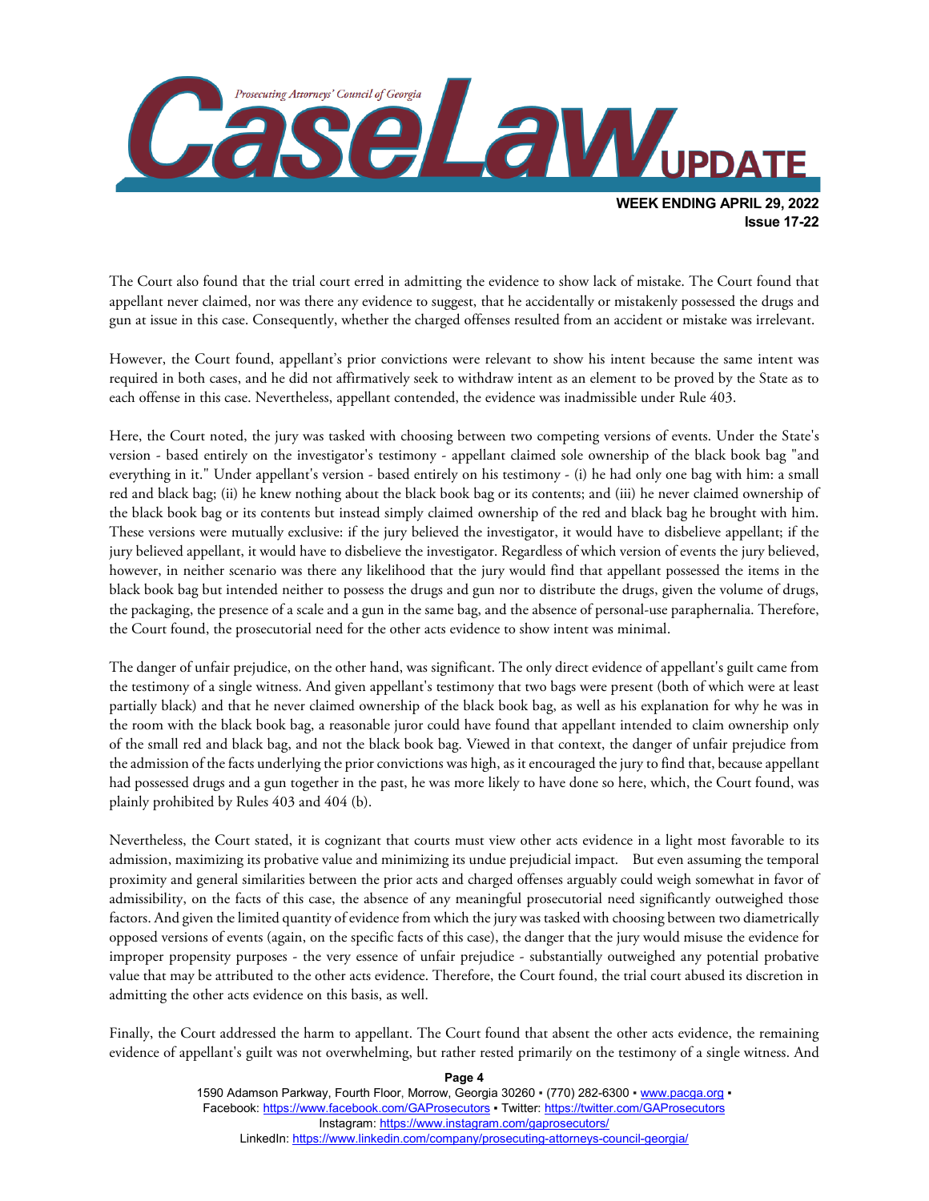The Court also found that the trial court erred in admitting the evidence to show lack of mistake. The Court found that appellant never claimed, nor was there any evidence to suggest, that he accidentally or mistakenly possessed the drugs and gun at issue in this case. Consequently, whether the charged offenses resulted from an accident or mistake was irrelevant.

However, the Court found, appellant's prior convictions were relevant to show his intent because the same intent was required in both cases, and he did not affirmatively seek to withdraw intent as an element to be proved by the State as to each offense in this case. Nevertheless, appellant contended, the evidence was inadmissible under Rule 403.

Here, the Court noted, the jury was tasked with choosing between two competing versions of events. Under the State's version - based entirely on the investigator's testimony - appellant claimed sole ownership of the black book bag "and everything in it." Under appellant's version - based entirely on his testimony - (i) he had only one bag with him: a small red and black bag; (ii) he knew nothing about the black book bag or its contents; and (iii) he never claimed ownership of the black book bag or its contents but instead simply claimed ownership of the red and black bag he brought with him. These versions were mutually exclusive: if the jury believed the investigator, it would have to disbelieve appellant; if the jury believed appellant, it would have to disbelieve the investigator. Regardless of which version of events the jury believed, however, in neither scenario was there any likelihood that the jury would find that appellant possessed the items in the black book bag but intended neither to possess the drugs and gun nor to distribute the drugs, given the volume of drugs, the packaging, the presence of a scale and a gun in the same bag, and the absence of personal-use paraphernalia. Therefore, the Court found, the prosecutorial need for the other acts evidence to show intent was minimal.

The danger of unfair prejudice, on the other hand, was significant. The only direct evidence of appellant's guilt came from the testimony of a single witness. And given appellant's testimony that two bags were present (both of which were at least partially black) and that he never claimed ownership of the black book bag, as well as his explanation for why he was in the room with the black book bag, a reasonable juror could have found that appellant intended to claim ownership only of the small red and black bag, and not the black book bag. Viewed in that context, the danger of unfair prejudice from the admission of the facts underlying the prior convictions was high, as it encouraged the jury to find that, because appellant had possessed drugs and a gun together in the past, he was more likely to have done so here, which, the Court found, was plainly prohibited by Rules 403 and 404 (b).

Nevertheless, the Court stated, it is cognizant that courts must view other acts evidence in a light most favorable to its admission, maximizing its probative value and minimizing its undue prejudicial impact. But even assuming the temporal proximity and general similarities between the prior acts and charged offenses arguably could weigh somewhat in favor of admissibility, on the facts of this case, the absence of any meaningful prosecutorial need significantly outweighed those factors. And given the limited quantity of evidence from which the jury was tasked with choosing between two diametrically opposed versions of events (again, on the specific facts of this case), the danger that the jury would misuse the evidence for improper propensity purposes - the very essence of unfair prejudice - substantially outweighed any potential probative value that may be attributed to the other acts evidence. Therefore, the Court found, the trial court abused its discretion in admitting the other acts evidence on this basis, as well.

Finally, the Court addressed the harm to appellant. The Court found that absent the other acts evidence, the remaining evidence of appellant's guilt was not overwhelming, but rather rested primarily on the testimony of a single witness. And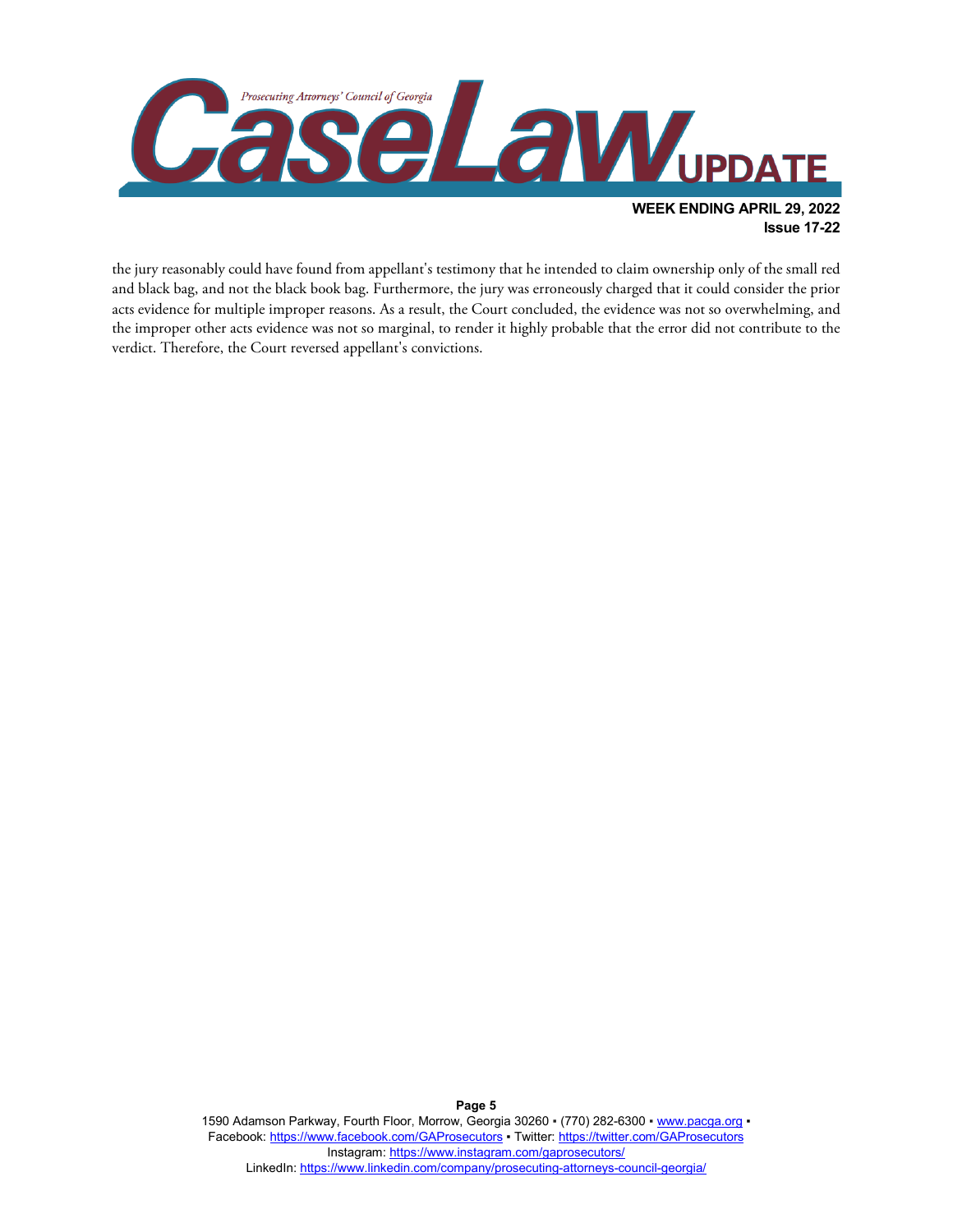the jury reasonably could have found from appellant's testimony that he intended to claim ownership only of the small red and black bag, and not the black book bag. Furthermore, the jury was erroneously charged that it could consider the prior acts evidence for multiple improper reasons. As a result, the Court concluded, the evidence was not so overwhelming, and the improper other acts evidence was not so marginal, to render it highly probable that the error did not contribute to the verdict. Therefore, the Court reversed appellant's convictions.